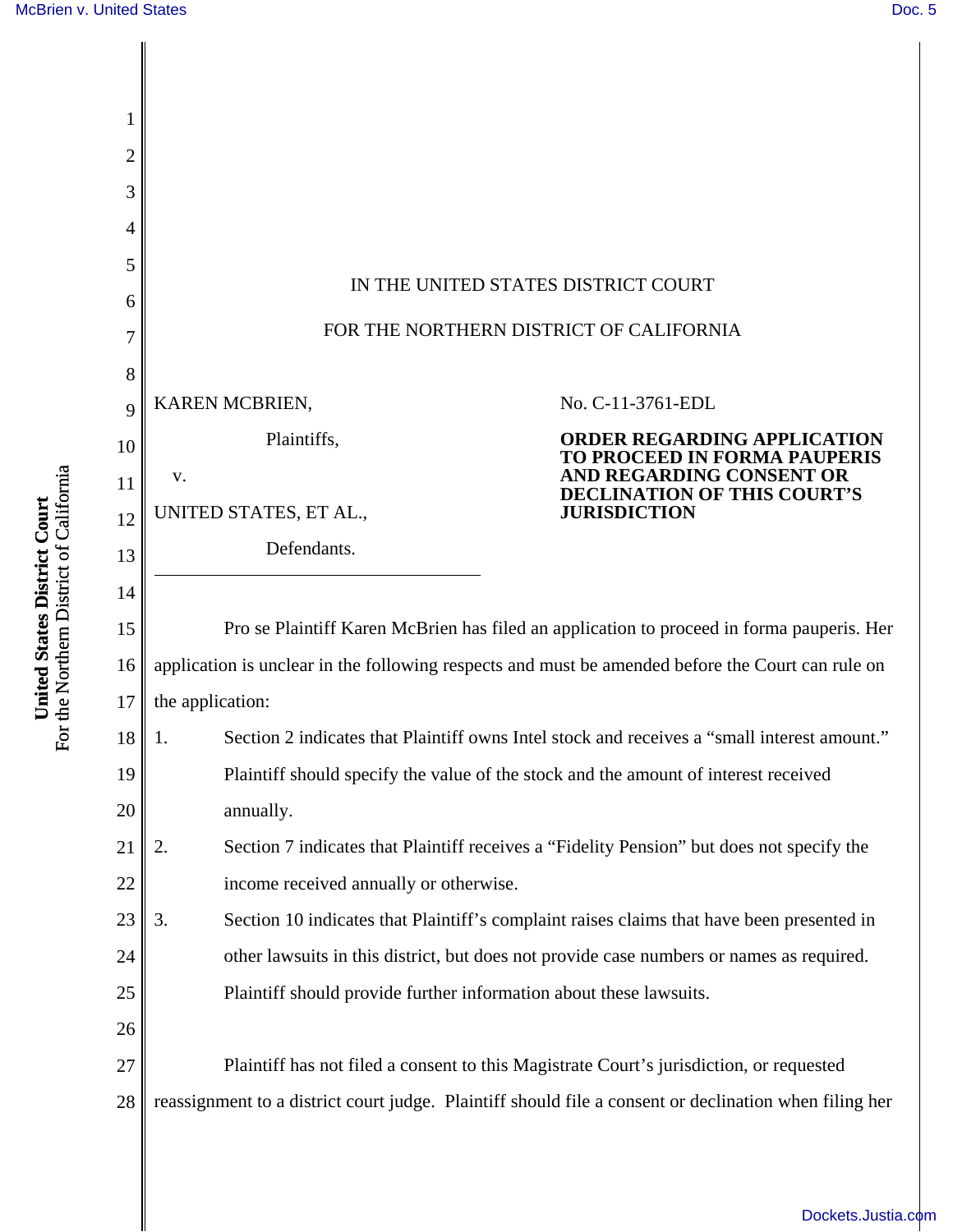IN THE UNITED STATES DISTRICT COURT

FOR THE NORTHERN DISTRICT OF CALIFORNIA

KAREN MCBRIEN,

Plaintiffs,

v.

UNITED STATES, ET AL.,

Defendants.

No. C-11-3761-EDL

**ORDER REGARDING APPLICATION TO PROCEED IN FORMA PAUPERIS AND REGARDING CONSENT OR DECLINATION OF THIS COURT'S JURISDICTION**

Pro se Plaintiff Karen McBrien has filed an application to proceed in forma pauperis. Her application is unclear in the following respects and must be amended before the Court can rule on the application:

1. Section 2 indicates that Plaintiff owns Intel stock and receives a "small interest amount." Plaintiff should specify the value of the stock and the amount of interest received annually.
2. Section 7 indicates that Plaintiff receives a "Fidelity Pension" but does not specify the income received annually or otherwise.
3. Section 10 indicates that Plaintiff's complaint raises claims that have been presented in other lawsuits in this district, but does not provide case numbers or names as required. Plaintiff should provide further information about these lawsuits.

Plaintiff has not filed a consent to this Magistrate Court's jurisdiction, or requested reassignment to a district court judge. Plaintiff should file a consent or declination when filing her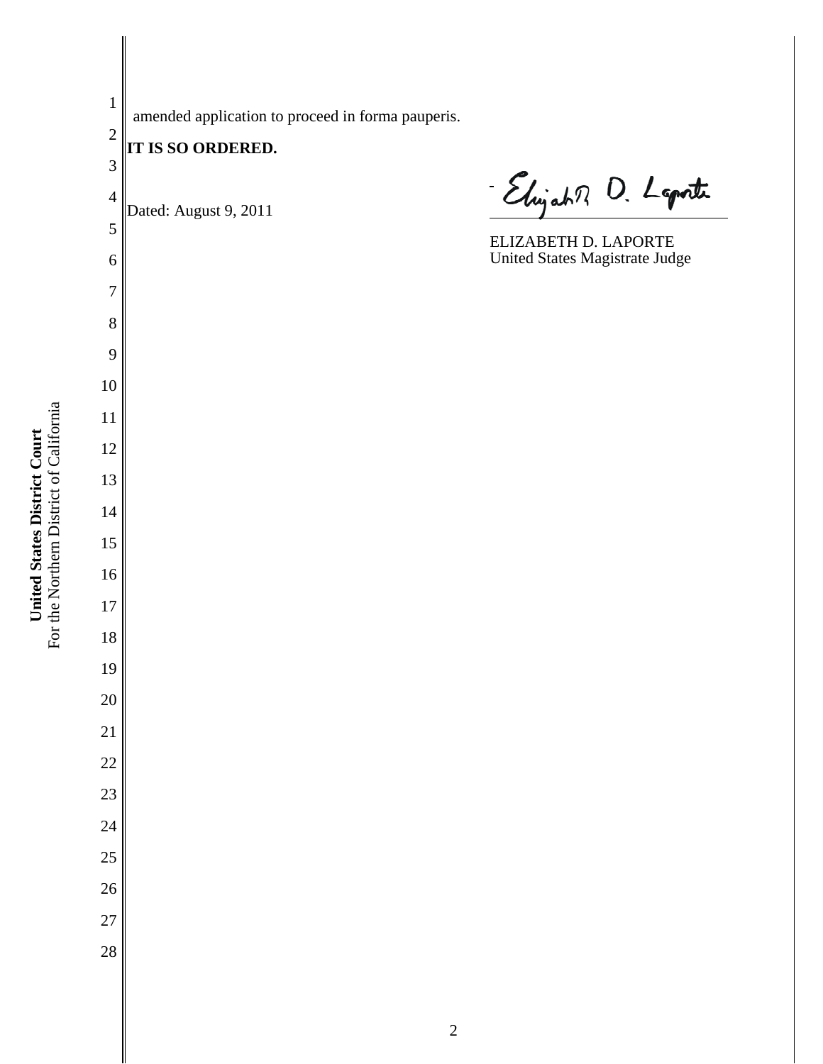amended application to proceed in forma pauperis.

**IT IS SO ORDERED.**

Dated: August 9, 2011

ELIZABETH D. LAPORTE
United States Magistrate Judge